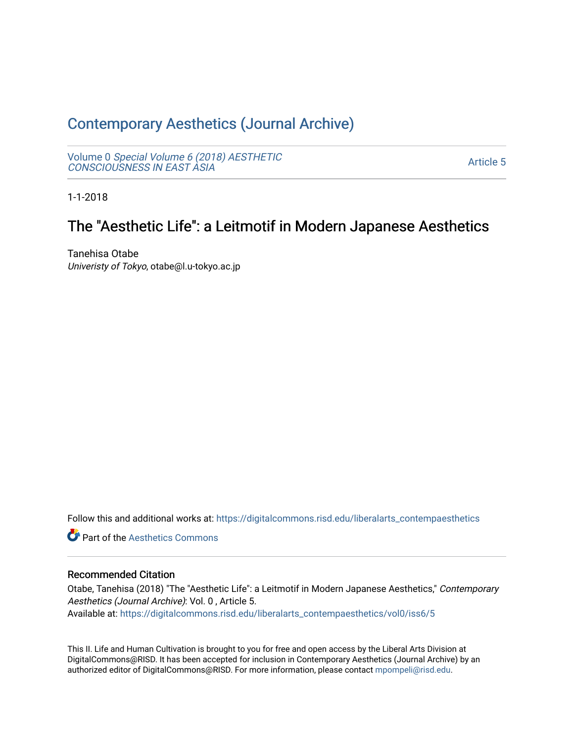# Contemporary Aesthetics (Journal Archive)

Volume 0 *Special Volume 6 (2018) AESTHETIC CONSCIOUSNESS IN EAST ASIA*

Article 5

1-1-2018

## The "Aesthetic Life": a Leitmotif in Modern Japanese Aesthetics

Tanehisa Otabe
*Univeristy of Tokyo*, otabe@l.u-tokyo.ac.jp

Follow this and additional works at: https://digitalcommons.risd.edu/liberalarts_contempaesthetics

Part of the Aesthetics Commons

### Recommended Citation

Otabe, Tanehisa (2018) "The "Aesthetic Life": a Leitmotif in Modern Japanese Aesthetics," *Contemporary Aesthetics (Journal Archive)*: Vol. 0 , Article 5.
Available at: https://digitalcommons.risd.edu/liberalarts_contempaesthetics/vol0/iss6/5

This II. Life and Human Cultivation is brought to you for free and open access by the Liberal Arts Division at DigitalCommons@RISD. It has been accepted for inclusion in Contemporary Aesthetics (Journal Archive) by an authorized editor of DigitalCommons@RISD. For more information, please contact mpompeli@risd.edu.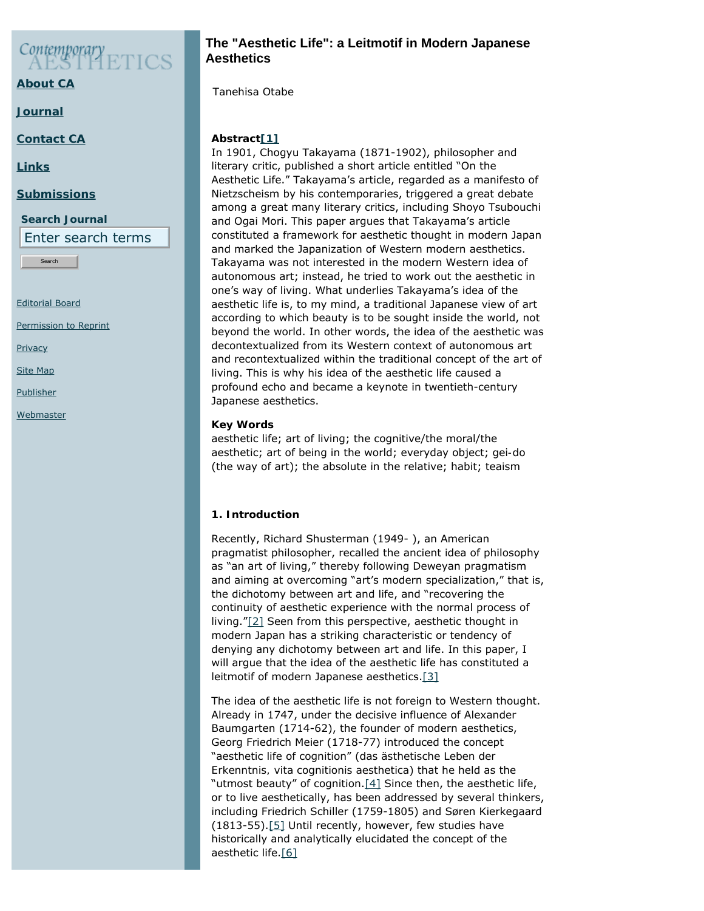# The "Aesthetic Life": a Leitmotif in Modern Japanese Aesthetics

Tanehisa Otabe

**Abstract**[1]

In 1901, Chogyu Takayama (1871-1902), philosopher and literary critic, published a short article entitled "On the Aesthetic Life." Takayama's article, regarded as a manifesto of Nietzscheism by his contemporaries, triggered a great debate among a great many literary critics, including Shoyo Tsubouchi and Ogai Mori. This paper argues that Takayama's article constituted a framework for aesthetic thought in modern Japan and marked the Japanization of Western modern aesthetics. Takayama was not interested in the modern Western idea of autonomous art; instead, he tried to work out the aesthetic in one's way of living. What underlies Takayama's idea of the aesthetic life is, to my mind, a traditional Japanese view of art according to which beauty is to be sought inside the world, not beyond the world. In other words, the idea of the aesthetic was decontextualized from its Western context of autonomous art and recontextualized within the traditional concept of the art of living. This is why his idea of the aesthetic life caused a profound echo and became a keynote in twentieth-century Japanese aesthetics.

**Key Words**

aesthetic life; art of living; the cognitive/the moral/the aesthetic; art of being in the world; everyday object; gei-do (the way of art); the absolute in the relative; habit; teaism

## 1. Introduction

Recently, Richard Shusterman (1949- ), an American pragmatist philosopher, recalled the ancient idea of philosophy as "an art of living," thereby following Deweyan pragmatism and aiming at overcoming "art's modern specialization," that is, the dichotomy between art and life, and "recovering the continuity of aesthetic experience with the normal process of living."[2] Seen from this perspective, aesthetic thought in modern Japan has a striking characteristic or tendency of denying any dichotomy between art and life. In this paper, I will argue that the idea of the aesthetic life has constituted a leitmotif of modern Japanese aesthetics.[3]

The idea of the aesthetic life is not foreign to Western thought. Already in 1747, under the decisive influence of Alexander Baumgarten (1714-62), the founder of modern aesthetics, Georg Friedrich Meier (1718-77) introduced the concept "aesthetic life of cognition" (das ästhetische Leben der Erkenntnis, vita cognitionis aesthetica) that he held as the "utmost beauty" of cognition.[4] Since then, the aesthetic life, or to live aesthetically, has been addressed by several thinkers, including Friedrich Schiller (1759-1805) and Søren Kierkegaard (1813-55).[5] Until recently, however, few studies have historically and analytically elucidated the concept of the aesthetic life.[6]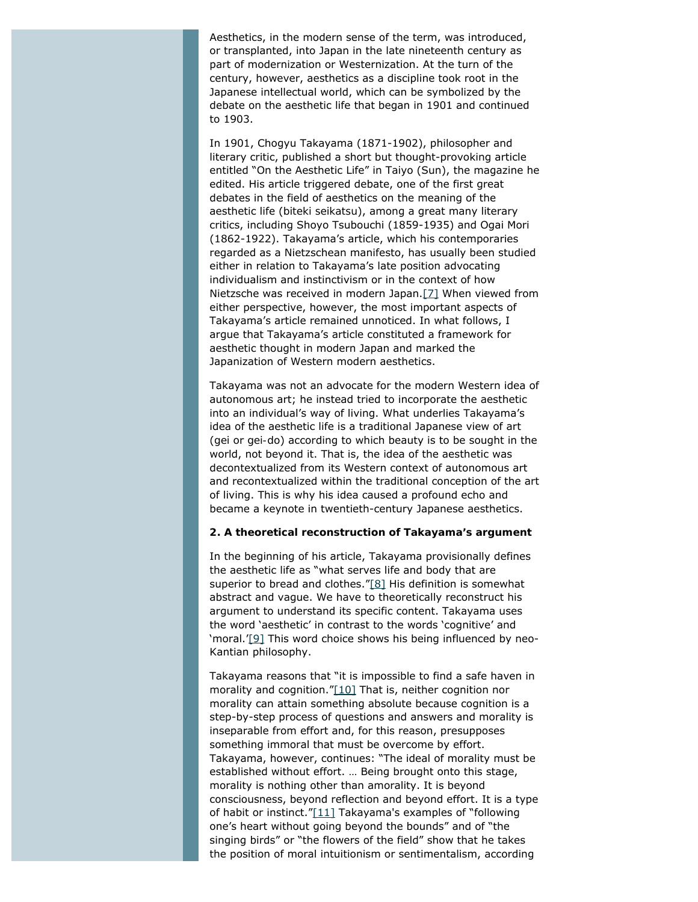Aesthetics, in the modern sense of the term, was introduced, or transplanted, into Japan in the late nineteenth century as part of modernization or Westernization. At the turn of the century, however, aesthetics as a discipline took root in the Japanese intellectual world, which can be symbolized by the debate on the aesthetic life that began in 1901 and continued to 1903.

In 1901, Chogyu Takayama (1871-1902), philosopher and literary critic, published a short but thought-provoking article entitled "On the Aesthetic Life" in Taiyo (Sun), the magazine he edited. His article triggered debate, one of the first great debates in the field of aesthetics on the meaning of the aesthetic life (biteki seikatsu), among a great many literary critics, including Shoyo Tsubouchi (1859-1935) and Ogai Mori (1862-1922). Takayama's article, which his contemporaries regarded as a Nietzschean manifesto, has usually been studied either in relation to Takayama's late position advocating individualism and instinctivism or in the context of how Nietzsche was received in modern Japan.[7] When viewed from either perspective, however, the most important aspects of Takayama's article remained unnoticed. In what follows, I argue that Takayama's article constituted a framework for aesthetic thought in modern Japan and marked the Japanization of Western modern aesthetics.

Takayama was not an advocate for the modern Western idea of autonomous art; he instead tried to incorporate the aesthetic into an individual's way of living. What underlies Takayama's idea of the aesthetic life is a traditional Japanese view of art (gei or gei-do) according to which beauty is to be sought in the world, not beyond it. That is, the idea of the aesthetic was decontextualized from its Western context of autonomous art and recontextualized within the traditional conception of the art of living. This is why his idea caused a profound echo and became a keynote in twentieth-century Japanese aesthetics.

### 2. A theoretical reconstruction of Takayama's argument

In the beginning of his article, Takayama provisionally defines the aesthetic life as "what serves life and body that are superior to bread and clothes."[8] His definition is somewhat abstract and vague. We have to theoretically reconstruct his argument to understand its specific content. Takayama uses the word 'aesthetic' in contrast to the words 'cognitive' and 'moral.'[9] This word choice shows his being influenced by neo-Kantian philosophy.

Takayama reasons that "it is impossible to find a safe haven in morality and cognition."[10] That is, neither cognition nor morality can attain something absolute because cognition is a step-by-step process of questions and answers and morality is inseparable from effort and, for this reason, presupposes something immoral that must be overcome by effort. Takayama, however, continues: "The ideal of morality must be established without effort. … Being brought onto this stage, morality is nothing other than amorality. It is beyond consciousness, beyond reflection and beyond effort. It is a type of habit or instinct."[11] Takayama's examples of "following one's heart without going beyond the bounds" and of "the singing birds" or "the flowers of the field" show that he takes the position of moral intuitionism or sentimentalism, according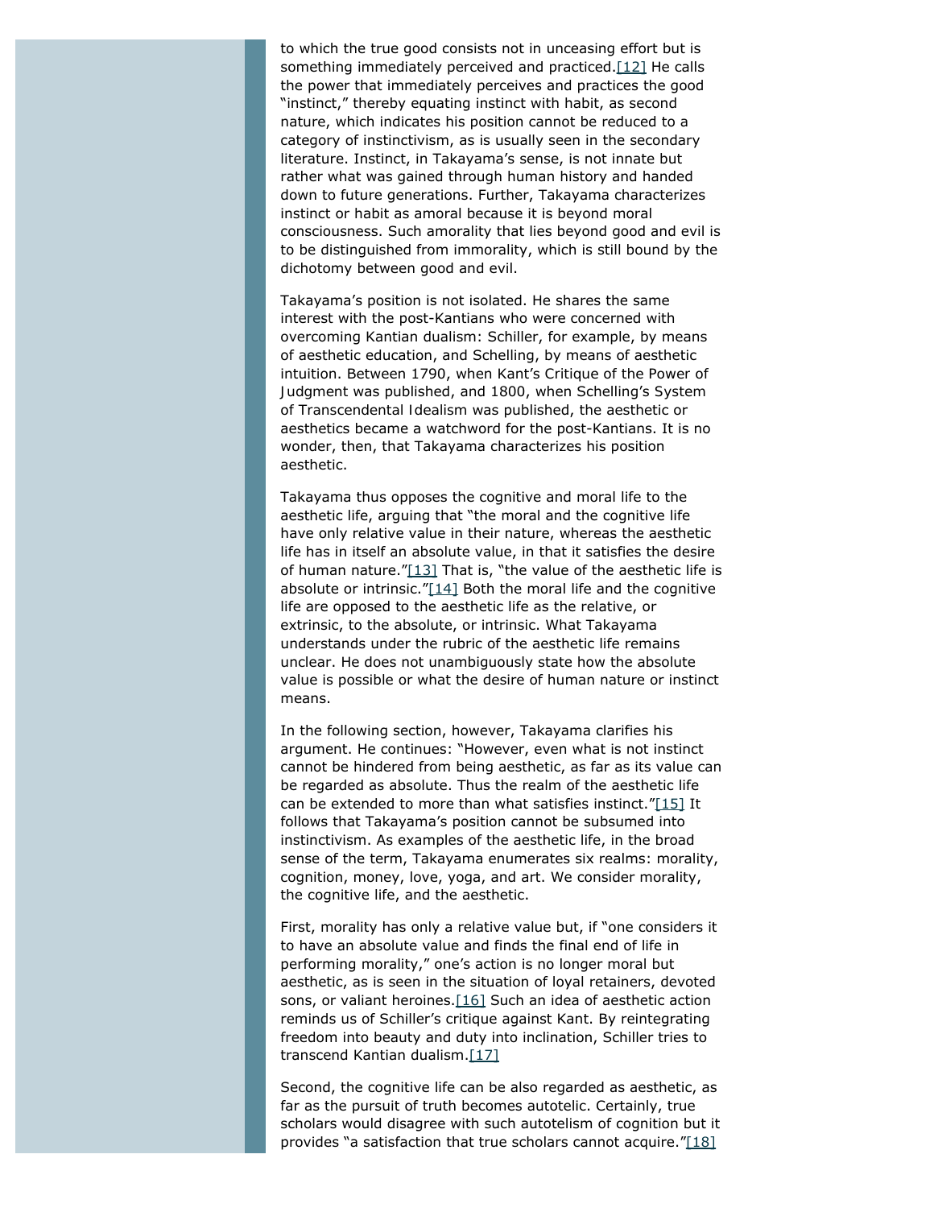to which the true good consists not in unceasing effort but is something immediately perceived and practiced.[12] He calls the power that immediately perceives and practices the good "instinct," thereby equating instinct with habit, as second nature, which indicates his position cannot be reduced to a category of instinctivism, as is usually seen in the secondary literature. Instinct, in Takayama's sense, is not innate but rather what was gained through human history and handed down to future generations. Further, Takayama characterizes instinct or habit as amoral because it is beyond moral consciousness. Such amorality that lies beyond good and evil is to be distinguished from immorality, which is still bound by the dichotomy between good and evil.

Takayama's position is not isolated. He shares the same interest with the post-Kantians who were concerned with overcoming Kantian dualism: Schiller, for example, by means of aesthetic education, and Schelling, by means of aesthetic intuition. Between 1790, when Kant's Critique of the Power of Judgment was published, and 1800, when Schelling's System of Transcendental Idealism was published, the aesthetic or aesthetics became a watchword for the post-Kantians. It is no wonder, then, that Takayama characterizes his position aesthetic.

Takayama thus opposes the cognitive and moral life to the aesthetic life, arguing that "the moral and the cognitive life have only relative value in their nature, whereas the aesthetic life has in itself an absolute value, in that it satisfies the desire of human nature."[13] That is, "the value of the aesthetic life is absolute or intrinsic."[14] Both the moral life and the cognitive life are opposed to the aesthetic life as the relative, or extrinsic, to the absolute, or intrinsic. What Takayama understands under the rubric of the aesthetic life remains unclear. He does not unambiguously state how the absolute value is possible or what the desire of human nature or instinct means.

In the following section, however, Takayama clarifies his argument. He continues: "However, even what is not instinct cannot be hindered from being aesthetic, as far as its value can be regarded as absolute. Thus the realm of the aesthetic life can be extended to more than what satisfies instinct."[15] It follows that Takayama's position cannot be subsumed into instinctivism. As examples of the aesthetic life, in the broad sense of the term, Takayama enumerates six realms: morality, cognition, money, love, yoga, and art. We consider morality, the cognitive life, and the aesthetic.

First, morality has only a relative value but, if "one considers it to have an absolute value and finds the final end of life in performing morality," one's action is no longer moral but aesthetic, as is seen in the situation of loyal retainers, devoted sons, or valiant heroines.[16] Such an idea of aesthetic action reminds us of Schiller's critique against Kant. By reintegrating freedom into beauty and duty into inclination, Schiller tries to transcend Kantian dualism.[17]

Second, the cognitive life can be also regarded as aesthetic, as far as the pursuit of truth becomes autotelic. Certainly, true scholars would disagree with such autotelism of cognition but it provides "a satisfaction that true scholars cannot acquire."[18]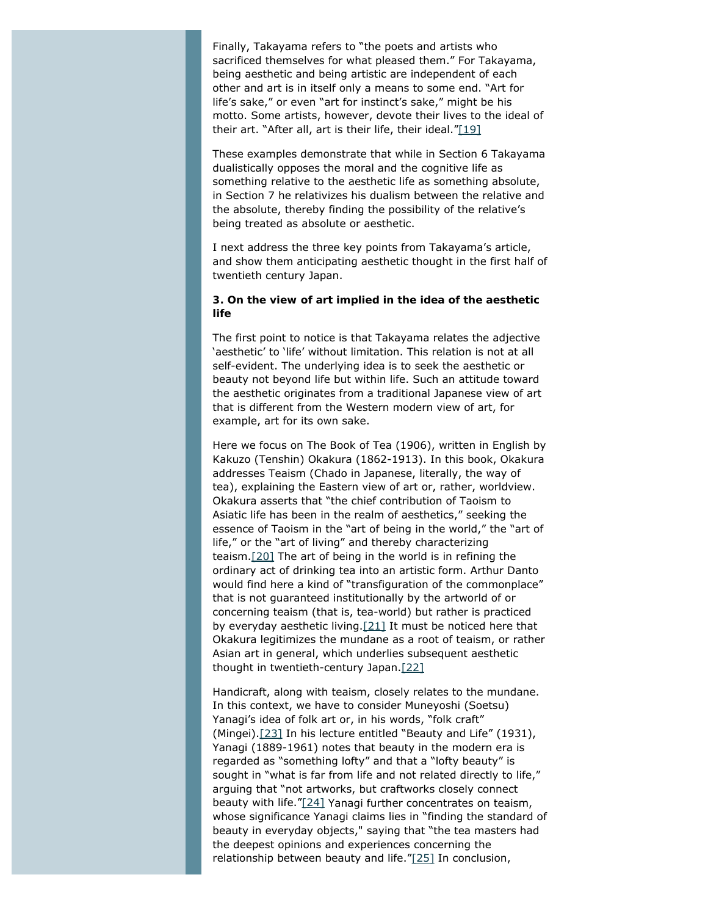Finally, Takayama refers to "the poets and artists who sacrificed themselves for what pleased them." For Takayama, being aesthetic and being artistic are independent of each other and art is in itself only a means to some end. "Art for life's sake," or even "art for instinct's sake," might be his motto. Some artists, however, devote their lives to the ideal of their art. "After all, art is their life, their ideal."[19]

These examples demonstrate that while in Section 6 Takayama dualistically opposes the moral and the cognitive life as something relative to the aesthetic life as something absolute, in Section 7 he relativizes his dualism between the relative and the absolute, thereby finding the possibility of the relative's being treated as absolute or aesthetic.

I next address the three key points from Takayama's article, and show them anticipating aesthetic thought in the first half of twentieth century Japan.

### 3. On the view of art implied in the idea of the aesthetic life

The first point to notice is that Takayama relates the adjective 'aesthetic' to 'life' without limitation. This relation is not at all self-evident. The underlying idea is to seek the aesthetic or beauty not beyond life but within life. Such an attitude toward the aesthetic originates from a traditional Japanese view of art that is different from the Western modern view of art, for example, art for its own sake.

Here we focus on The Book of Tea (1906), written in English by Kakuzo (Tenshin) Okakura (1862-1913). In this book, Okakura addresses Teaism (Chado in Japanese, literally, the way of tea), explaining the Eastern view of art or, rather, worldview. Okakura asserts that "the chief contribution of Taoism to Asiatic life has been in the realm of aesthetics," seeking the essence of Taoism in the "art of being in the world," the "art of life," or the "art of living" and thereby characterizing teaism.[20] The art of being in the world is in refining the ordinary act of drinking tea into an artistic form. Arthur Danto would find here a kind of "transfiguration of the commonplace" that is not guaranteed institutionally by the artworld of or concerning teaism (that is, tea-world) but rather is practiced by everyday aesthetic living.[21] It must be noticed here that Okakura legitimizes the mundane as a root of teaism, or rather Asian art in general, which underlies subsequent aesthetic thought in twentieth-century Japan.[22]

Handicraft, along with teaism, closely relates to the mundane. In this context, we have to consider Muneyoshi (Soetsu) Yanagi's idea of folk art or, in his words, "folk craft" (Mingei).[23] In his lecture entitled "Beauty and Life" (1931), Yanagi (1889-1961) notes that beauty in the modern era is regarded as "something lofty" and that a "lofty beauty" is sought in "what is far from life and not related directly to life," arguing that "not artworks, but craftworks closely connect beauty with life."[24] Yanagi further concentrates on teaism, whose significance Yanagi claims lies in "finding the standard of beauty in everyday objects," saying that "the tea masters had the deepest opinions and experiences concerning the relationship between beauty and life."[25] In conclusion,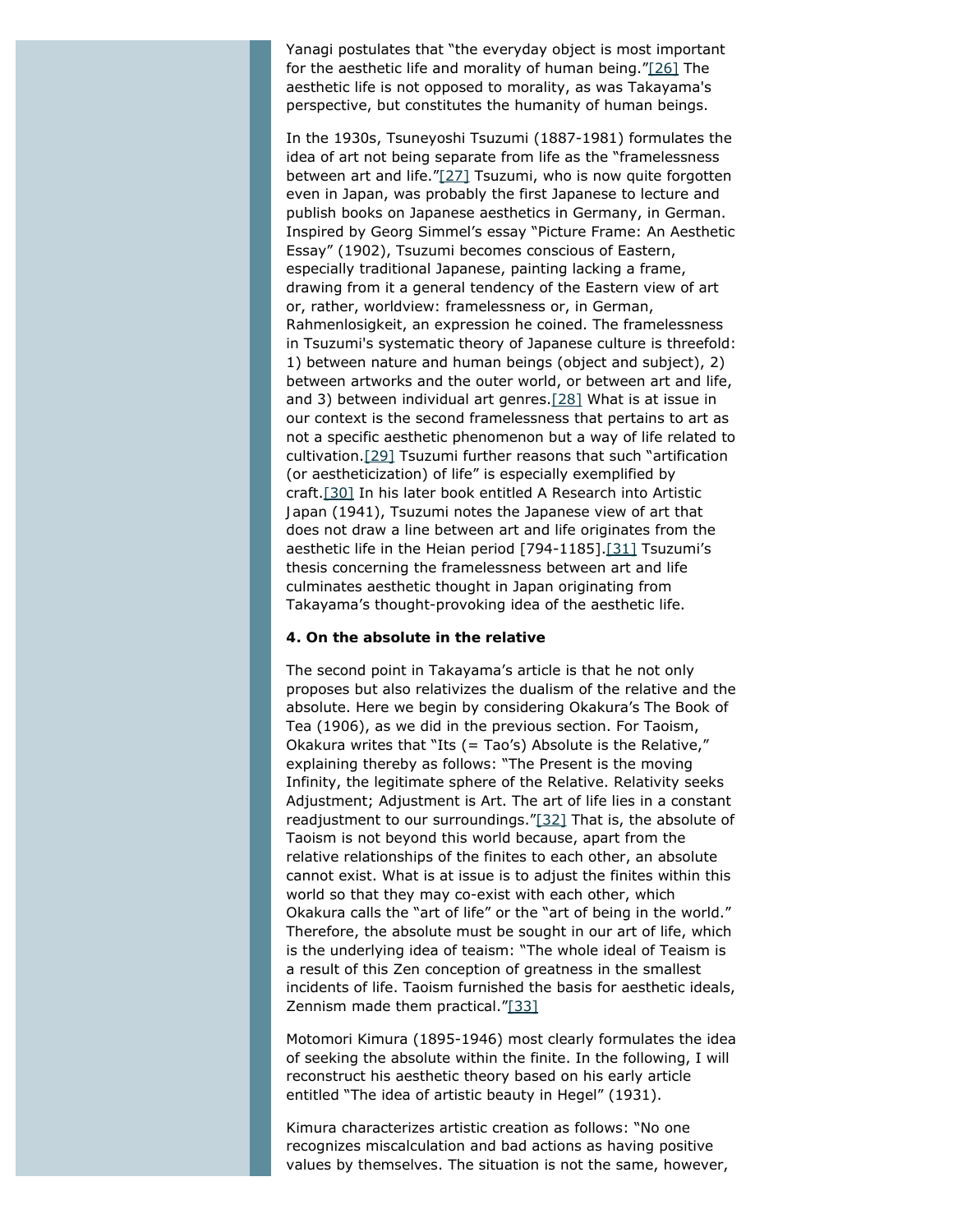Yanagi postulates that "the everyday object is most important for the aesthetic life and morality of human being."[26] The aesthetic life is not opposed to morality, as was Takayama's perspective, but constitutes the humanity of human beings.

In the 1930s, Tsuneyoshi Tsuzumi (1887-1981) formulates the idea of art not being separate from life as the "framelessness between art and life."[27] Tsuzumi, who is now quite forgotten even in Japan, was probably the first Japanese to lecture and publish books on Japanese aesthetics in Germany, in German. Inspired by Georg Simmel's essay "Picture Frame: An Aesthetic Essay" (1902), Tsuzumi becomes conscious of Eastern, especially traditional Japanese, painting lacking a frame, drawing from it a general tendency of the Eastern view of art or, rather, worldview: framelessness or, in German, Rahmenlosigkeit, an expression he coined. The framelessness in Tsuzumi's systematic theory of Japanese culture is threefold: 1) between nature and human beings (object and subject), 2) between artworks and the outer world, or between art and life, and 3) between individual art genres.[28] What is at issue in our context is the second framelessness that pertains to art as not a specific aesthetic phenomenon but a way of life related to cultivation.[29] Tsuzumi further reasons that such "artification (or aestheticization) of life" is especially exemplified by craft.[30] In his later book entitled A Research into Artistic Japan (1941), Tsuzumi notes the Japanese view of art that does not draw a line between art and life originates from the aesthetic life in the Heian period [794-1185].[31] Tsuzumi's thesis concerning the framelessness between art and life culminates aesthetic thought in Japan originating from Takayama's thought-provoking idea of the aesthetic life.

### 4. On the absolute in the relative

The second point in Takayama's article is that he not only proposes but also relativizes the dualism of the relative and the absolute. Here we begin by considering Okakura's The Book of Tea (1906), as we did in the previous section. For Taoism, Okakura writes that "Its (= Tao's) Absolute is the Relative," explaining thereby as follows: "The Present is the moving Infinity, the legitimate sphere of the Relative. Relativity seeks Adjustment; Adjustment is Art. The art of life lies in a constant readjustment to our surroundings."[32] That is, the absolute of Taoism is not beyond this world because, apart from the relative relationships of the finites to each other, an absolute cannot exist. What is at issue is to adjust the finites within this world so that they may co-exist with each other, which Okakura calls the "art of life" or the "art of being in the world." Therefore, the absolute must be sought in our art of life, which is the underlying idea of teaism: "The whole ideal of Teaism is a result of this Zen conception of greatness in the smallest incidents of life. Taoism furnished the basis for aesthetic ideals, Zennism made them practical."[33]

Motomori Kimura (1895-1946) most clearly formulates the idea of seeking the absolute within the finite. In the following, I will reconstruct his aesthetic theory based on his early article entitled "The idea of artistic beauty in Hegel" (1931).

Kimura characterizes artistic creation as follows: "No one recognizes miscalculation and bad actions as having positive values by themselves. The situation is not the same, however,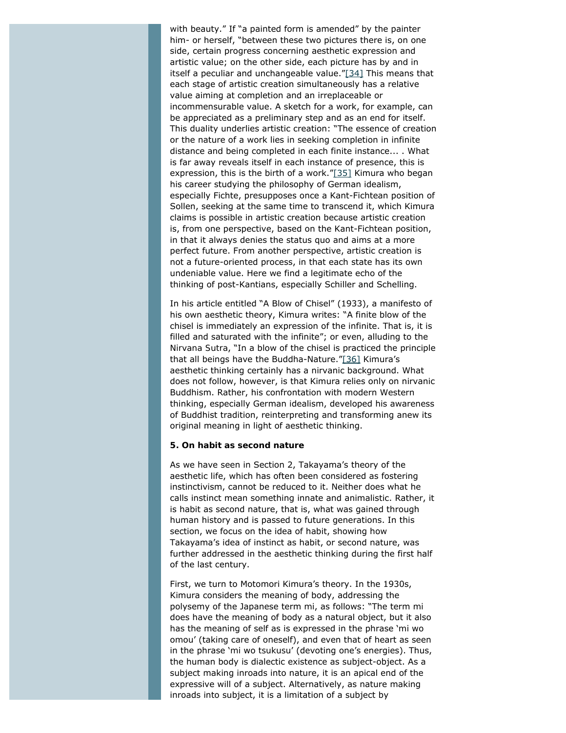with beauty." If "a painted form is amended" by the painter him- or herself, "between these two pictures there is, on one side, certain progress concerning aesthetic expression and artistic value; on the other side, each picture has by and in itself a peculiar and unchangeable value."[34] This means that each stage of artistic creation simultaneously has a relative value aiming at completion and an irreplaceable or incommensurable value. A sketch for a work, for example, can be appreciated as a preliminary step and as an end for itself. This duality underlies artistic creation: "The essence of creation or the nature of a work lies in seeking completion in infinite distance and being completed in each finite instance... . What is far away reveals itself in each instance of presence, this is expression, this is the birth of a work."[35] Kimura who began his career studying the philosophy of German idealism, especially Fichte, presupposes once a Kant-Fichtean position of Sollen, seeking at the same time to transcend it, which Kimura claims is possible in artistic creation because artistic creation is, from one perspective, based on the Kant-Fichtean position, in that it always denies the status quo and aims at a more perfect future. From another perspective, artistic creation is not a future-oriented process, in that each state has its own undeniable value. Here we find a legitimate echo of the thinking of post-Kantians, especially Schiller and Schelling.

In his article entitled "A Blow of Chisel" (1933), a manifesto of his own aesthetic theory, Kimura writes: "A finite blow of the chisel is immediately an expression of the infinite. That is, it is filled and saturated with the infinite"; or even, alluding to the Nirvana Sutra, "In a blow of the chisel is practiced the principle that all beings have the Buddha-Nature."[36] Kimura's aesthetic thinking certainly has a nirvanic background. What does not follow, however, is that Kimura relies only on nirvanic Buddhism. Rather, his confrontation with modern Western thinking, especially German idealism, developed his awareness of Buddhist tradition, reinterpreting and transforming anew its original meaning in light of aesthetic thinking.

**5. On habit as second nature**

As we have seen in Section 2, Takayama's theory of the aesthetic life, which has often been considered as fostering instinctivism, cannot be reduced to it. Neither does what he calls instinct mean something innate and animalistic. Rather, it is habit as second nature, that is, what was gained through human history and is passed to future generations. In this section, we focus on the idea of habit, showing how Takayama's idea of instinct as habit, or second nature, was further addressed in the aesthetic thinking during the first half of the last century.

First, we turn to Motomori Kimura's theory. In the 1930s, Kimura considers the meaning of body, addressing the polysemy of the Japanese term mi, as follows: "The term mi does have the meaning of body as a natural object, but it also has the meaning of self as is expressed in the phrase 'mi wo omou' (taking care of oneself), and even that of heart as seen in the phrase 'mi wo tsukusu' (devoting one's energies). Thus, the human body is dialectic existence as subject-object. As a subject making inroads into nature, it is an apical end of the expressive will of a subject. Alternatively, as nature making inroads into subject, it is a limitation of a subject by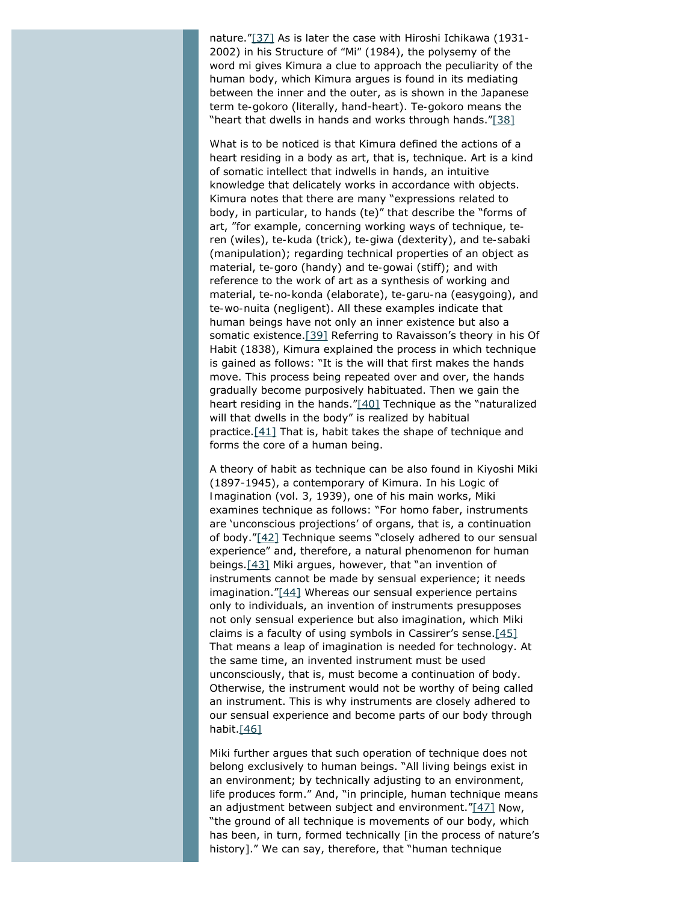nature."[37] As is later the case with Hiroshi Ichikawa (1931-2002) in his Structure of "Mi" (1984), the polysemy of the word mi gives Kimura a clue to approach the peculiarity of the human body, which Kimura argues is found in its mediating between the inner and the outer, as is shown in the Japanese term te-gokoro (literally, hand-heart). Te-gokoro means the "heart that dwells in hands and works through hands."[38]

What is to be noticed is that Kimura defined the actions of a heart residing in a body as art, that is, technique. Art is a kind of somatic intellect that indwells in hands, an intuitive knowledge that delicately works in accordance with objects. Kimura notes that there are many "expressions related to body, in particular, to hands (te)" that describe the "forms of art, "for example, concerning working ways of technique, te-ren (wiles), te-kuda (trick), te-giwa (dexterity), and te-sabaki (manipulation); regarding technical properties of an object as material, te-goro (handy) and te-gowai (stiff); and with reference to the work of art as a synthesis of working and material, te-no-konda (elaborate), te-garu-na (easygoing), and te-wo-nuita (negligent). All these examples indicate that human beings have not only an inner existence but also a somatic existence.[39] Referring to Ravaisson's theory in his Of Habit (1838), Kimura explained the process in which technique is gained as follows: "It is the will that first makes the hands move. This process being repeated over and over, the hands gradually become purposively habituated. Then we gain the heart residing in the hands."[40] Technique as the "naturalized will that dwells in the body" is realized by habitual practice.[41] That is, habit takes the shape of technique and forms the core of a human being.

A theory of habit as technique can be also found in Kiyoshi Miki (1897-1945), a contemporary of Kimura. In his Logic of Imagination (vol. 3, 1939), one of his main works, Miki examines technique as follows: "For homo faber, instruments are 'unconscious projections' of organs, that is, a continuation of body."[42] Technique seems "closely adhered to our sensual experience" and, therefore, a natural phenomenon for human beings.[43] Miki argues, however, that "an invention of instruments cannot be made by sensual experience; it needs imagination."[44] Whereas our sensual experience pertains only to individuals, an invention of instruments presupposes not only sensual experience but also imagination, which Miki claims is a faculty of using symbols in Cassirer's sense.[45] That means a leap of imagination is needed for technology. At the same time, an invented instrument must be used unconsciously, that is, must become a continuation of body. Otherwise, the instrument would not be worthy of being called an instrument. This is why instruments are closely adhered to our sensual experience and become parts of our body through habit.[46]

Miki further argues that such operation of technique does not belong exclusively to human beings. "All living beings exist in an environment; by technically adjusting to an environment, life produces form." And, "in principle, human technique means an adjustment between subject and environment."[47] Now, "the ground of all technique is movements of our body, which has been, in turn, formed technically [in the process of nature's history]." We can say, therefore, that "human technique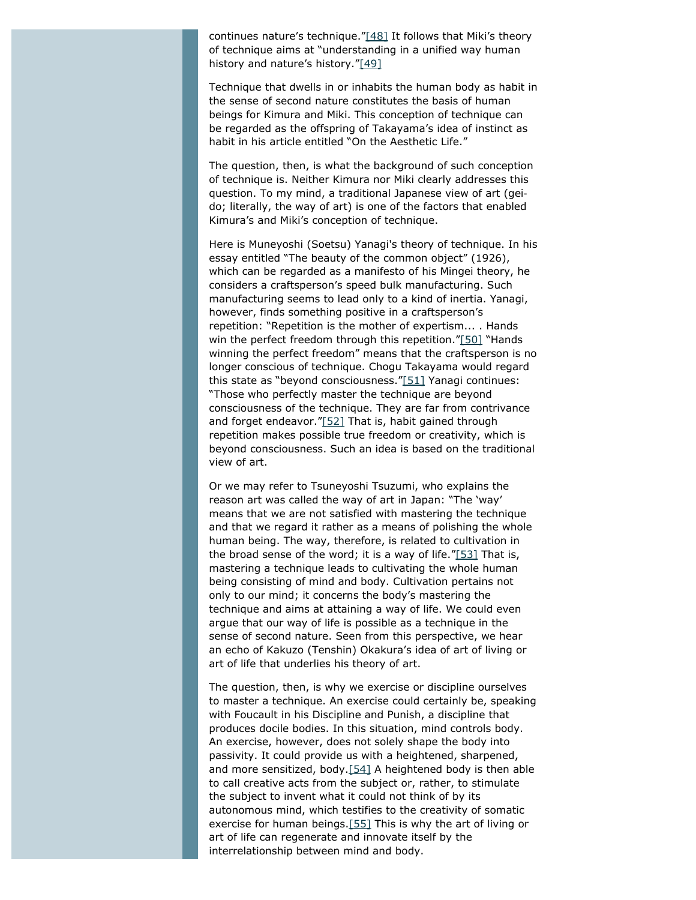continues nature's technique."[48] It follows that Miki's theory of technique aims at "understanding in a unified way human history and nature's history."[49]

Technique that dwells in or inhabits the human body as habit in the sense of second nature constitutes the basis of human beings for Kimura and Miki. This conception of technique can be regarded as the offspring of Takayama's idea of instinct as habit in his article entitled "On the Aesthetic Life."

The question, then, is what the background of such conception of technique is. Neither Kimura nor Miki clearly addresses this question. To my mind, a traditional Japanese view of art (gei-do; literally, the way of art) is one of the factors that enabled Kimura's and Miki's conception of technique.

Here is Muneyoshi (Soetsu) Yanagi's theory of technique. In his essay entitled "The beauty of the common object" (1926), which can be regarded as a manifesto of his Mingei theory, he considers a craftsperson's speed bulk manufacturing. Such manufacturing seems to lead only to a kind of inertia. Yanagi, however, finds something positive in a craftsperson's repetition: "Repetition is the mother of expertism... . Hands win the perfect freedom through this repetition."[50] "Hands winning the perfect freedom" means that the craftsperson is no longer conscious of technique. Chogu Takayama would regard this state as "beyond consciousness."[51] Yanagi continues: "Those who perfectly master the technique are beyond consciousness of the technique. They are far from contrivance and forget endeavor."[52] That is, habit gained through repetition makes possible true freedom or creativity, which is beyond consciousness. Such an idea is based on the traditional view of art.

Or we may refer to Tsuneyoshi Tsuzumi, who explains the reason art was called the way of art in Japan: "The 'way' means that we are not satisfied with mastering the technique and that we regard it rather as a means of polishing the whole human being. The way, therefore, is related to cultivation in the broad sense of the word; it is a way of life."[53] That is, mastering a technique leads to cultivating the whole human being consisting of mind and body. Cultivation pertains not only to our mind; it concerns the body's mastering the technique and aims at attaining a way of life. We could even argue that our way of life is possible as a technique in the sense of second nature. Seen from this perspective, we hear an echo of Kakuzo (Tenshin) Okakura's idea of art of living or art of life that underlies his theory of art.

The question, then, is why we exercise or discipline ourselves to master a technique. An exercise could certainly be, speaking with Foucault in his Discipline and Punish, a discipline that produces docile bodies. In this situation, mind controls body. An exercise, however, does not solely shape the body into passivity. It could provide us with a heightened, sharpened, and more sensitized, body.[54] A heightened body is then able to call creative acts from the subject or, rather, to stimulate the subject to invent what it could not think of by its autonomous mind, which testifies to the creativity of somatic exercise for human beings.[55] This is why the art of living or art of life can regenerate and innovate itself by the interrelationship between mind and body.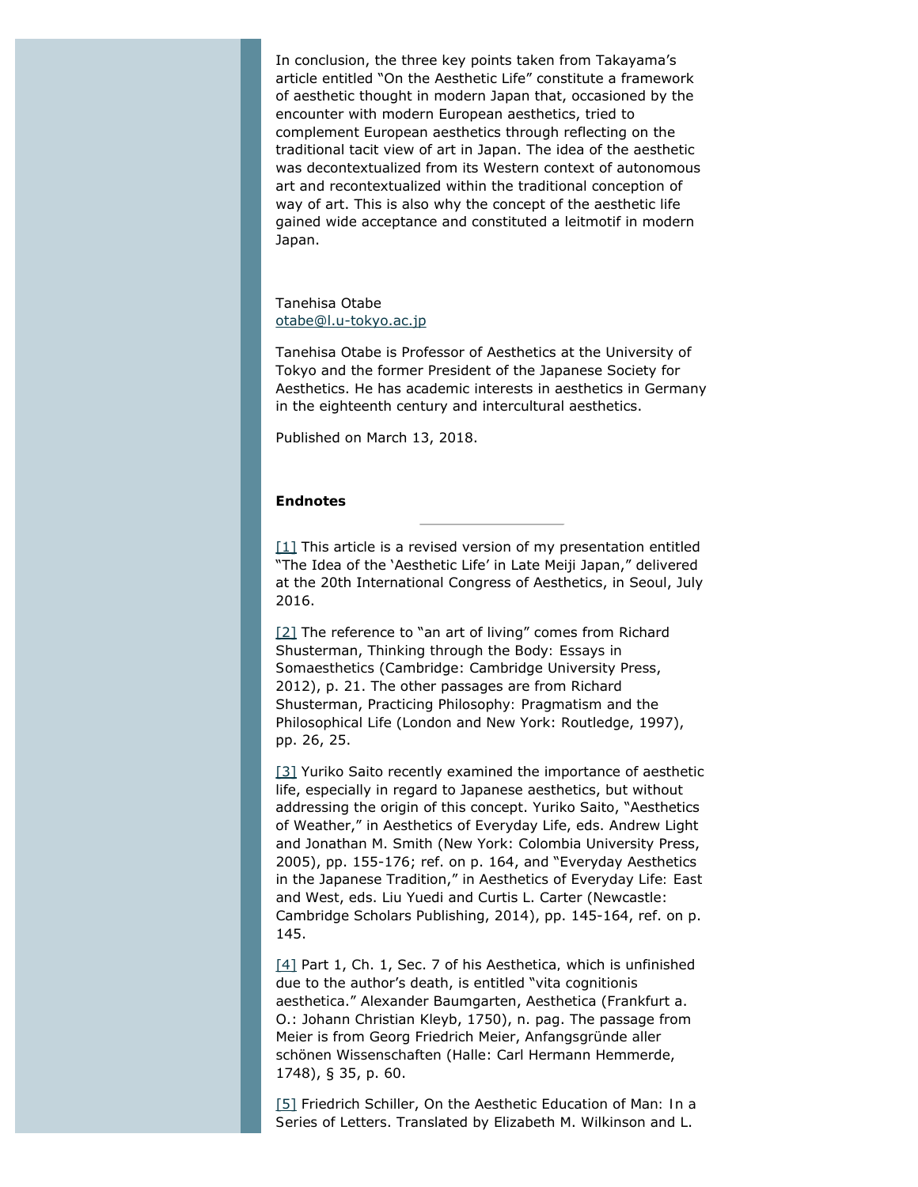In conclusion, the three key points taken from Takayama's article entitled "On the Aesthetic Life" constitute a framework of aesthetic thought in modern Japan that, occasioned by the encounter with modern European aesthetics, tried to complement European aesthetics through reflecting on the traditional tacit view of art in Japan. The idea of the aesthetic was decontextualized from its Western context of autonomous art and recontextualized within the traditional conception of way of art. This is also why the concept of the aesthetic life gained wide acceptance and constituted a leitmotif in modern Japan.

Tanehisa Otabe
otabe@l.u-tokyo.ac.jp

Tanehisa Otabe is Professor of Aesthetics at the University of Tokyo and the former President of the Japanese Society for Aesthetics. He has academic interests in aesthetics in Germany in the eighteenth century and intercultural aesthetics.

Published on March 13, 2018.

**Endnotes**

[1] This article is a revised version of my presentation entitled "The Idea of the 'Aesthetic Life' in Late Meiji Japan," delivered at the 20th International Congress of Aesthetics, in Seoul, July 2016.

[2] The reference to "an art of living" comes from Richard Shusterman, Thinking through the Body: Essays in Somaesthetics (Cambridge: Cambridge University Press, 2012), p. 21. The other passages are from Richard Shusterman, Practicing Philosophy: Pragmatism and the Philosophical Life (London and New York: Routledge, 1997), pp. 26, 25.

[3] Yuriko Saito recently examined the importance of aesthetic life, especially in regard to Japanese aesthetics, but without addressing the origin of this concept. Yuriko Saito, "Aesthetics of Weather," in Aesthetics of Everyday Life, eds. Andrew Light and Jonathan M. Smith (New York: Colombia University Press, 2005), pp. 155-176; ref. on p. 164, and "Everyday Aesthetics in the Japanese Tradition," in Aesthetics of Everyday Life: East and West, eds. Liu Yuedi and Curtis L. Carter (Newcastle: Cambridge Scholars Publishing, 2014), pp. 145-164, ref. on p. 145.

[4] Part 1, Ch. 1, Sec. 7 of his Aesthetica, which is unfinished due to the author's death, is entitled "vita cognitionis aesthetica." Alexander Baumgarten, Aesthetica (Frankfurt a. O.: Johann Christian Kleyb, 1750), n. pag. The passage from Meier is from Georg Friedrich Meier, Anfangsgründe aller schönen Wissenschaften (Halle: Carl Hermann Hemmerde, 1748), § 35, p. 60.

[5] Friedrich Schiller, On the Aesthetic Education of Man: In a Series of Letters. Translated by Elizabeth M. Wilkinson and L.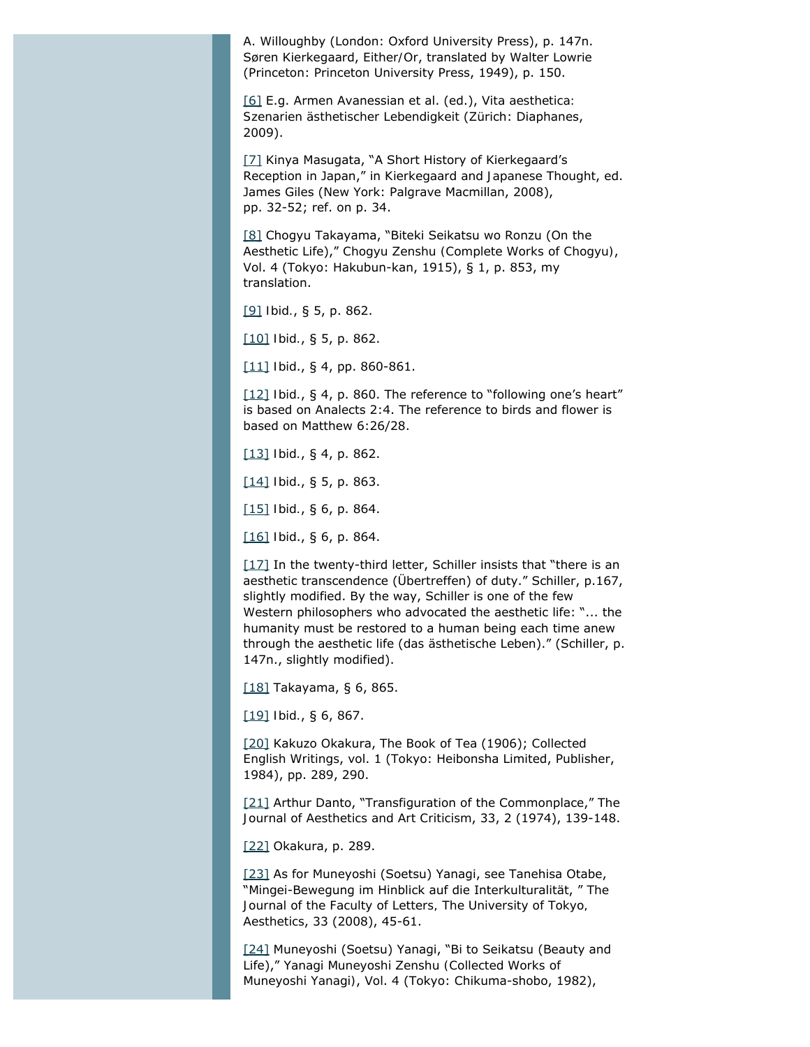A. Willoughby (London: Oxford University Press), p. 147n. Søren Kierkegaard, Either/Or, translated by Walter Lowrie (Princeton: Princeton University Press, 1949), p. 150.

[6] E.g. Armen Avanessian et al. (ed.), Vita aesthetica: Szenarien ästhetischer Lebendigkeit (Zürich: Diaphanes, 2009).

[7] Kinya Masugata, "A Short History of Kierkegaard's Reception in Japan," in Kierkegaard and Japanese Thought, ed. James Giles (New York: Palgrave Macmillan, 2008), pp. 32-52; ref. on p. 34.

[8] Chogyu Takayama, "Biteki Seikatsu wo Ronzu (On the Aesthetic Life)," Chogyu Zenshu (Complete Works of Chogyu), Vol. 4 (Tokyo: Hakubun-kan, 1915), § 1, p. 853, my translation.

[9] Ibid., § 5, p. 862.

[10] Ibid., § 5, p. 862.

[11] Ibid., § 4, pp. 860-861.

[12] Ibid., § 4, p. 860. The reference to "following one's heart" is based on Analects 2:4. The reference to birds and flower is based on Matthew 6:26/28.

[13] Ibid., § 4, p. 862.

[14] Ibid., § 5, p. 863.

[15] Ibid., § 6, p. 864.

[16] Ibid., § 6, p. 864.

[17] In the twenty-third letter, Schiller insists that "there is an aesthetic transcendence (Übertreffen) of duty." Schiller, p.167, slightly modified. By the way, Schiller is one of the few Western philosophers who advocated the aesthetic life: "... the humanity must be restored to a human being each time anew through the aesthetic life (das ästhetische Leben)." (Schiller, p. 147n., slightly modified).

[18] Takayama, § 6, 865.

[19] Ibid., § 6, 867.

[20] Kakuzo Okakura, The Book of Tea (1906); Collected English Writings, vol. 1 (Tokyo: Heibonsha Limited, Publisher, 1984), pp. 289, 290.

[21] Arthur Danto, "Transfiguration of the Commonplace," The Journal of Aesthetics and Art Criticism, 33, 2 (1974), 139-148.

[22] Okakura, p. 289.

[23] As for Muneyoshi (Soetsu) Yanagi, see Tanehisa Otabe, "Mingei-Bewegung im Hinblick auf die Interkulturalität, " The Journal of the Faculty of Letters, The University of Tokyo, Aesthetics, 33 (2008), 45-61.

[24] Muneyoshi (Soetsu) Yanagi, "Bi to Seikatsu (Beauty and Life)," Yanagi Muneyoshi Zenshu (Collected Works of Muneyoshi Yanagi), Vol. 4 (Tokyo: Chikuma-shobo, 1982),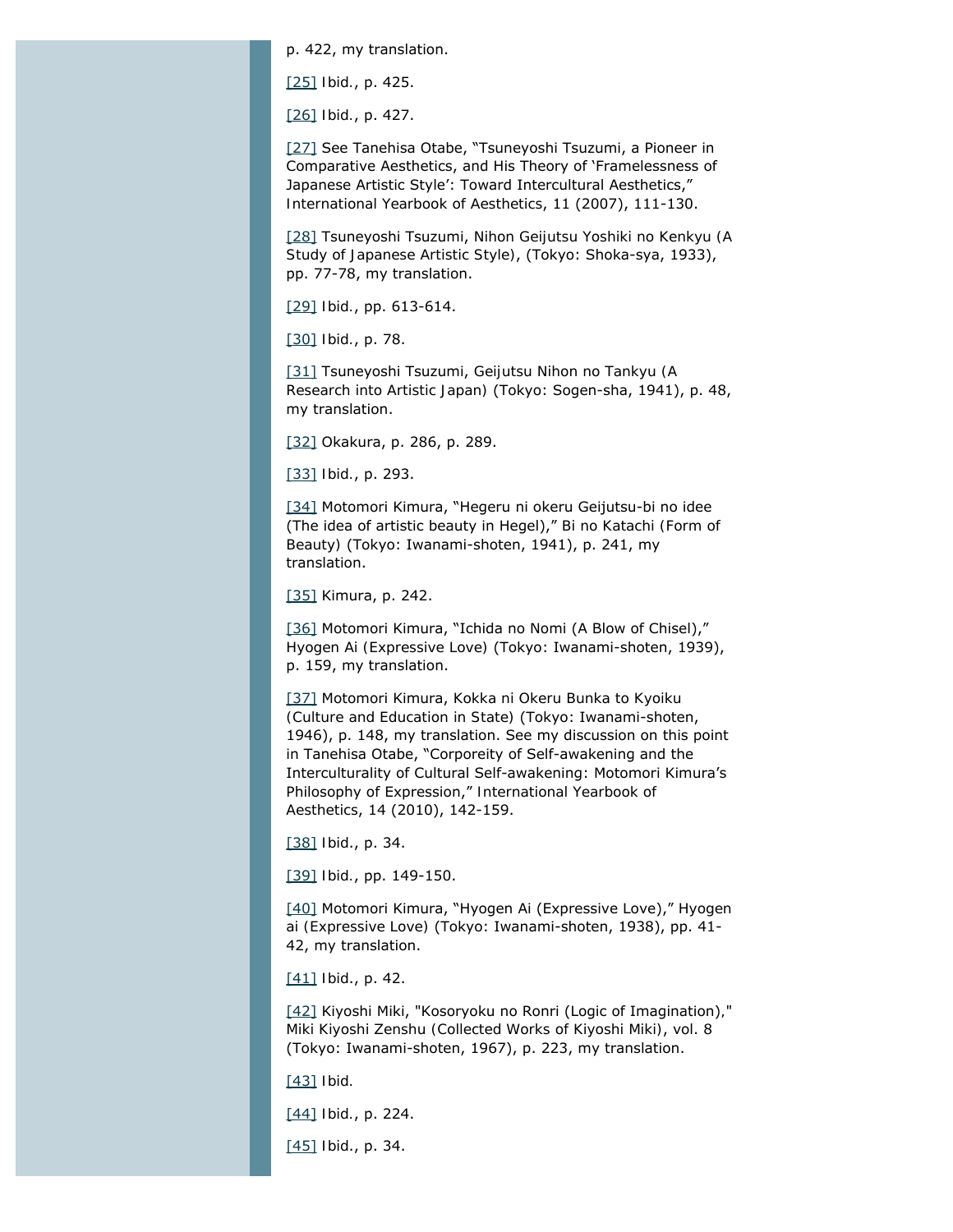p. 422, my translation.

[25] Ibid., p. 425.

[26] Ibid., p. 427.

[27] See Tanehisa Otabe, "Tsuneyoshi Tsuzumi, a Pioneer in Comparative Aesthetics, and His Theory of 'Framelessness of Japanese Artistic Style': Toward Intercultural Aesthetics," International Yearbook of Aesthetics, 11 (2007), 111-130.

[28] Tsuneyoshi Tsuzumi, Nihon Geijutsu Yoshiki no Kenkyu (A Study of Japanese Artistic Style), (Tokyo: Shoka-sya, 1933), pp. 77-78, my translation.

[29] Ibid., pp. 613-614.

[30] Ibid., p. 78.

[31] Tsuneyoshi Tsuzumi, Geijutsu Nihon no Tankyu (A Research into Artistic Japan) (Tokyo: Sogen-sha, 1941), p. 48, my translation.

[32] Okakura, p. 286, p. 289.

[33] Ibid., p. 293.

[34] Motomori Kimura, "Hegeru ni okeru Geijutsu-bi no idee (The idea of artistic beauty in Hegel)," Bi no Katachi (Form of Beauty) (Tokyo: Iwanami-shoten, 1941), p. 241, my translation.

[35] Kimura, p. 242.

[36] Motomori Kimura, "Ichida no Nomi (A Blow of Chisel)," Hyogen Ai (Expressive Love) (Tokyo: Iwanami-shoten, 1939), p. 159, my translation.

[37] Motomori Kimura, Kokka ni Okeru Bunka to Kyoiku (Culture and Education in State) (Tokyo: Iwanami-shoten, 1946), p. 148, my translation. See my discussion on this point in Tanehisa Otabe, "Corporeity of Self-awakening and the Interculturality of Cultural Self-awakening: Motomori Kimura's Philosophy of Expression," International Yearbook of Aesthetics, 14 (2010), 142-159.

[38] Ibid., p. 34.

[39] Ibid., pp. 149-150.

[40] Motomori Kimura, "Hyogen Ai (Expressive Love)," Hyogen ai (Expressive Love) (Tokyo: Iwanami-shoten, 1938), pp. 41-42, my translation.

[41] Ibid., p. 42.

[42] Kiyoshi Miki, "Kosoryoku no Ronri (Logic of Imagination)," Miki Kiyoshi Zenshu (Collected Works of Kiyoshi Miki), vol. 8 (Tokyo: Iwanami-shoten, 1967), p. 223, my translation.

[43] Ibid.

[44] Ibid., p. 224.

[45] Ibid., p. 34.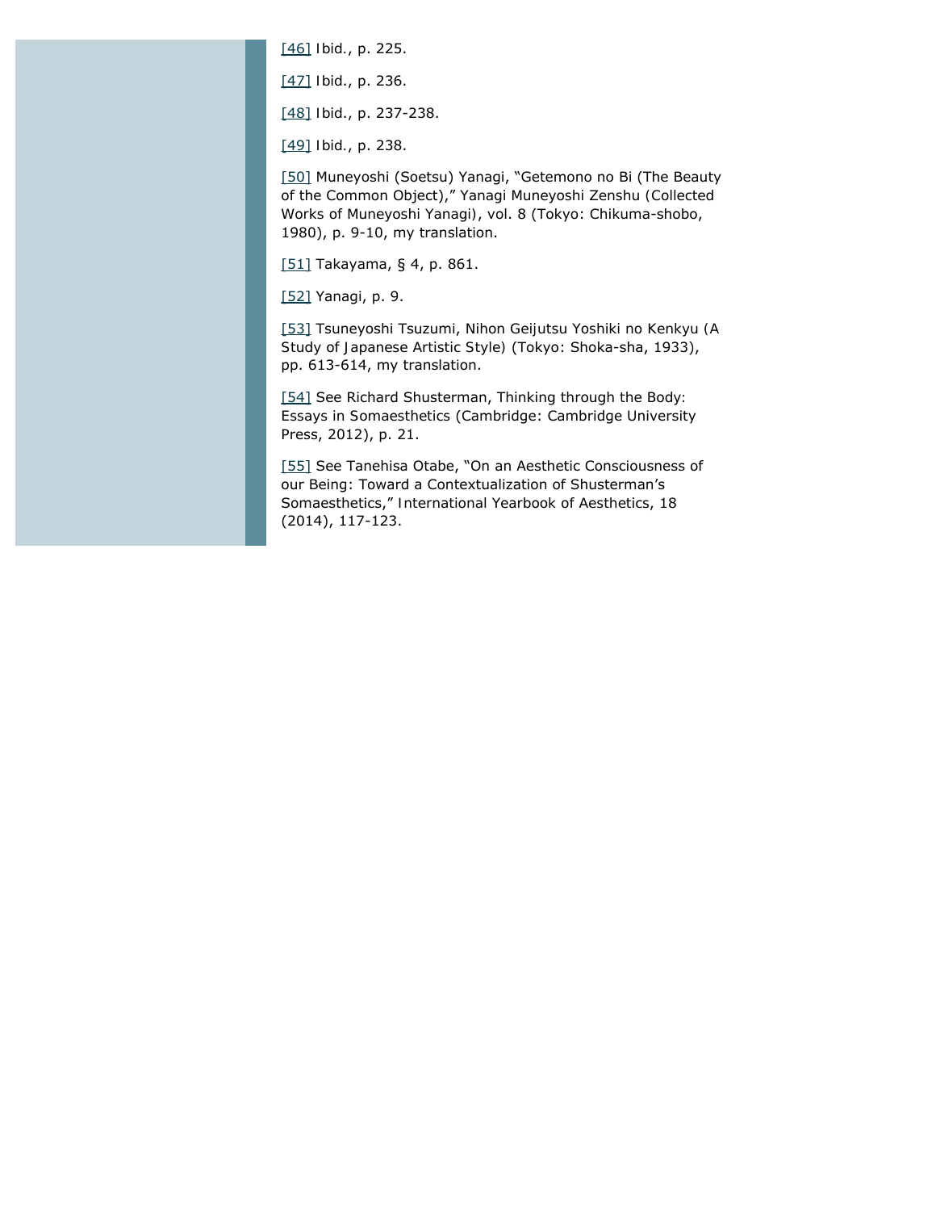[46] Ibid., p. 225.

[47] Ibid., p. 236.

[48] Ibid., p. 237-238.

[49] Ibid., p. 238.

[50] Muneyoshi (Soetsu) Yanagi, "Getemono no Bi (The Beauty of the Common Object)," Yanagi Muneyoshi Zenshu (Collected Works of Muneyoshi Yanagi), vol. 8 (Tokyo: Chikuma-shobo, 1980), p. 9-10, my translation.

[51] Takayama, § 4, p. 861.

[52] Yanagi, p. 9.

[53] Tsuneyoshi Tsuzumi, Nihon Geijutsu Yoshiki no Kenkyu (A Study of Japanese Artistic Style) (Tokyo: Shoka-sha, 1933), pp. 613-614, my translation.

[54] See Richard Shusterman, Thinking through the Body: Essays in Somaesthetics (Cambridge: Cambridge University Press, 2012), p. 21.

[55] See Tanehisa Otabe, "On an Aesthetic Consciousness of our Being: Toward a Contextualization of Shusterman's Somaesthetics," International Yearbook of Aesthetics, 18 (2014), 117-123.